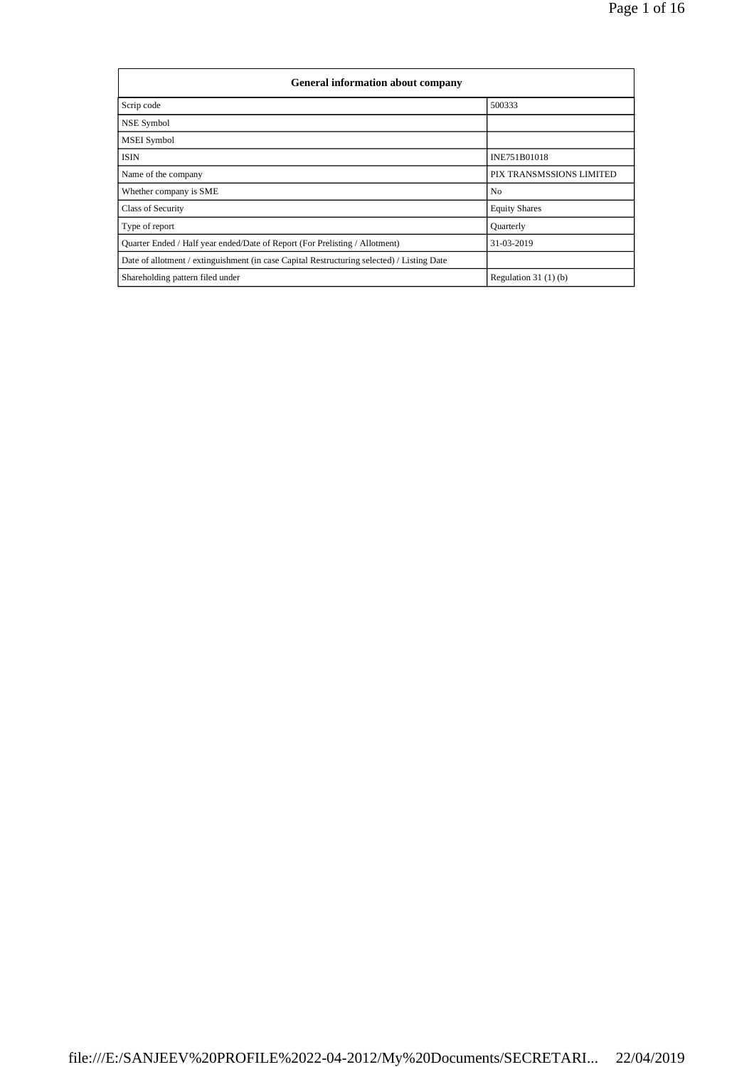| General information about company | |
| --- | --- |
| Scrip code | 500333 |
| NSE Symbol | |
| MSEI Symbol | |
| ISIN | INE751B01018 |
| Name of the company | PIX TRANSMSSIONS LIMITED |
| Whether company is SME | No |
| Class of Security | Equity Shares |
| Type of report | Quarterly |
| Quarter Ended / Half year ended/Date of Report (For Prelisting / Allotment) | 31-03-2019 |
| Date of allotment / extinguishment (in case Capital Restructuring selected) / Listing Date | |
| Shareholding pattern filed under | Regulation 31 (1) (b) |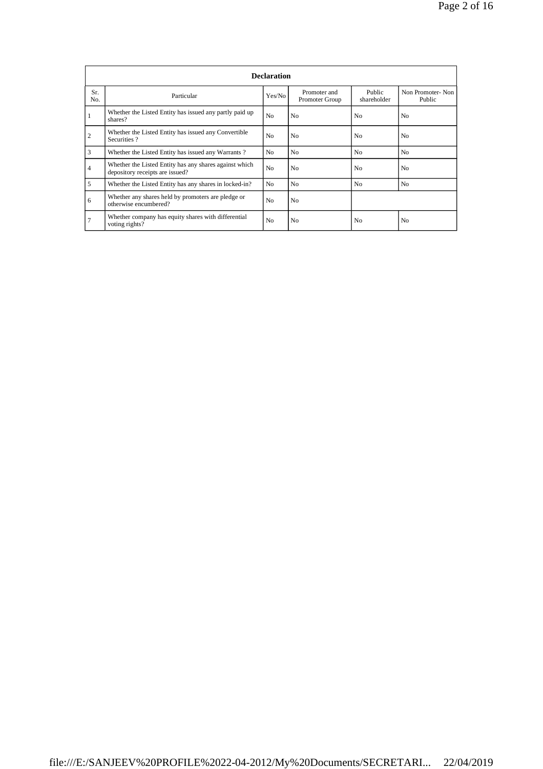| Declaration | | | | | |
|---|---|---|---|---|---|
| Sr. No. | Particular | Yes/No | Promoter and Promoter Group | Public shareholder | Non Promoter- Non Public |
| 1 | Whether the Listed Entity has issued any partly paid up shares? | No | No | No | No |
| 2 | Whether the Listed Entity has issued any Convertible Securities ? | No | No | No | No |
| 3 | Whether the Listed Entity has issued any Warrants ? | No | No | No | No |
| 4 | Whether the Listed Entity has any shares against which depository receipts are issued? | No | No | No | No |
| 5 | Whether the Listed Entity has any shares in locked-in? | No | No | No | No |
| 6 | Whether any shares held by promoters are pledge or otherwise encumbered? | No | No | | |
| 7 | Whether company has equity shares with differential voting rights? | No | No | No | No |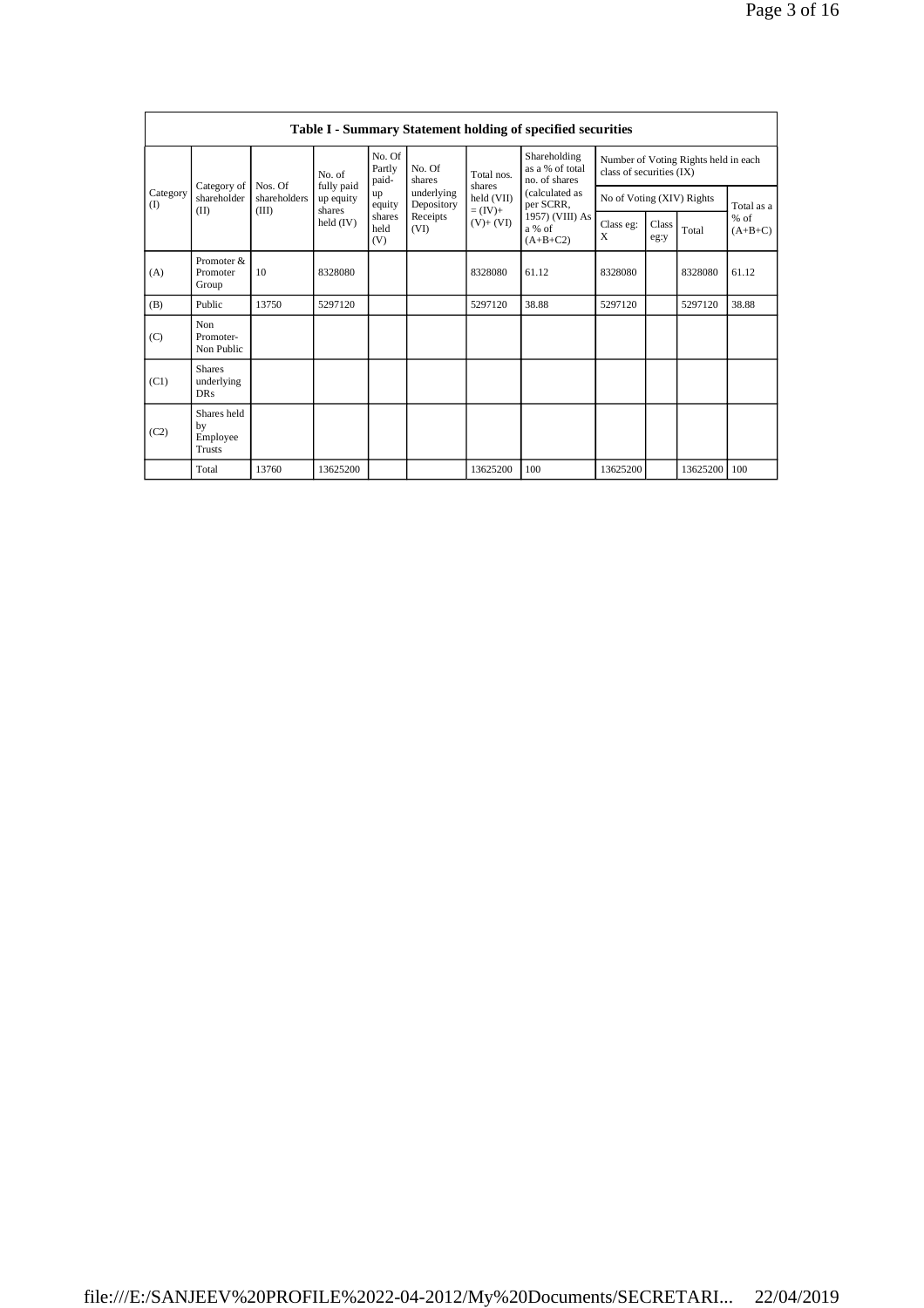**Table I - Summary Statement holding of specified securities**

| Category (I) | Category of shareholder (II) | Nos. Of shareholders (III) | No. of fully paid up equity shares held (IV) | No. Of Partly paid-up equity shares held (V) | No. Of shares underlying Depository Receipts (VI) | Total nos. shares held (VII) = (IV)+ (V)+ (VI) | Shareholding as a % of total no. of shares (calculated as per SCRR, 1957) (VIII) As a % of (A+B+C2) | Number of Voting Rights held in each class of securities (IX) | | | |
|---|---|---|---|---|---|---|---|---|---|---|---|
| | | | | | | | | No of Voting (XIV) Rights | | | Total as a % of (A+B+C) |
| | | | | | | | | Class eg: X | Class eg:y | Total | |
| (A) | Promoter & Promoter Group | 10 | 8328080 | | | 8328080 | 61.12 | 8328080 | | 8328080 | 61.12 |
| (B) | Public | 13750 | 5297120 | | | 5297120 | 38.88 | 5297120 | | 5297120 | 38.88 |
| (C) | Non Promoter- Non Public | | | | | | | | | | |
| (C1) | Shares underlying DRs | | | | | | | | | | |
| (C2) | Shares held by Employee Trusts | | | | | | | | | | |
| | Total | 13760 | 13625200 | | | 13625200 | 100 | 13625200 | | 13625200 | 100 |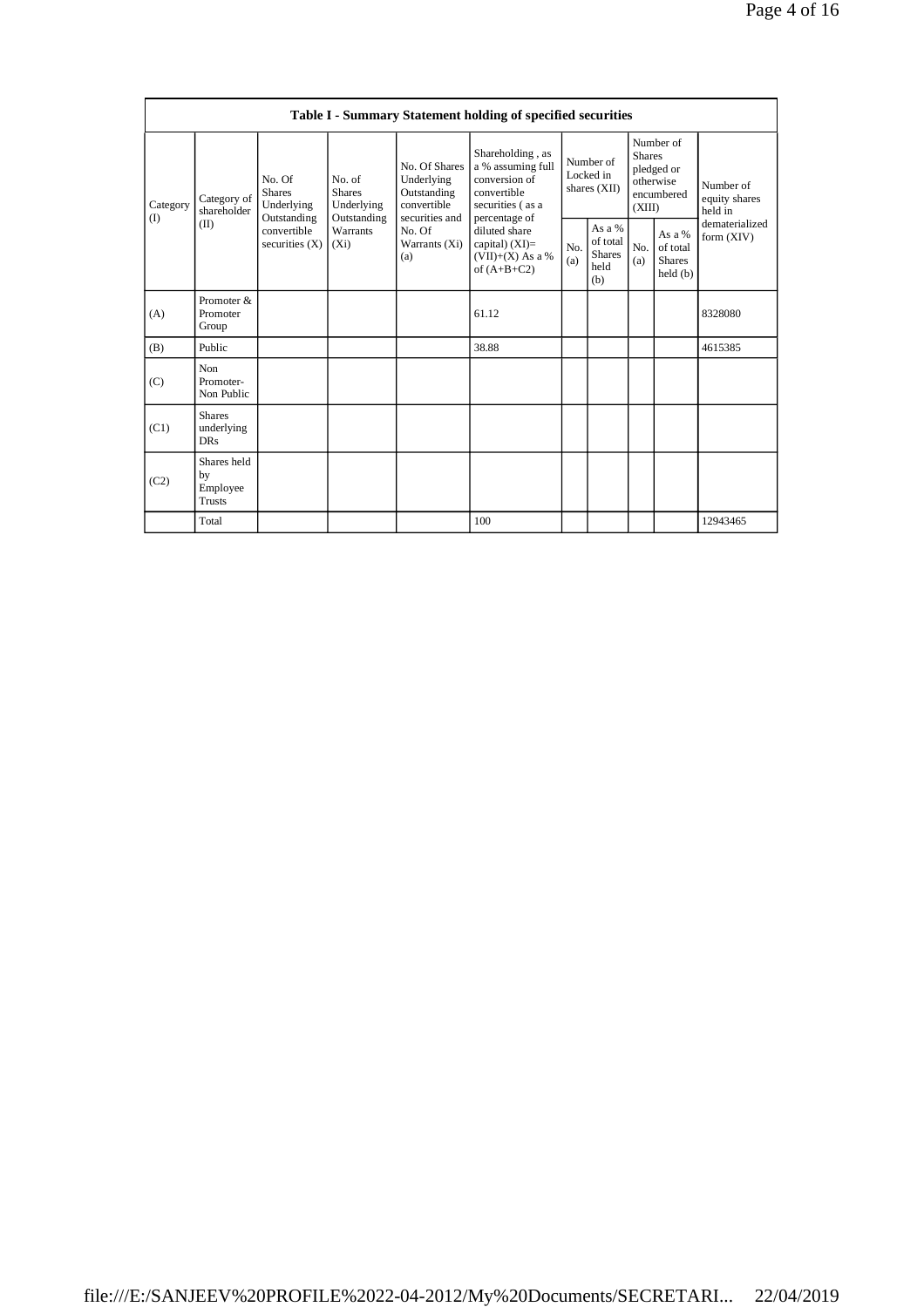| Table I - Summary Statement holding of specified securities | | | | | | | | | | |
|---|---|---|---|---|---|---|---|---|---|---|
| Category (I) | Category of shareholder (II) | No. Of Shares Underlying Outstanding convertible securities (X) | No. of Shares Underlying Outstanding Warrants (Xi) | No. Of Shares Underlying Outstanding convertible securities and No. Of Warrants (Xi) (a) | Shareholding , as a % assuming full conversion of convertible securities ( as a percentage of diluted share capital) (XI)= (VII)+(X) As a % of (A+B+C2) | Number of Locked in shares (XII) | | Number of Shares pledged or otherwise encumbered (XIII) | | Number of equity shares held in dematerialized form (XIV) |
| | | | | | | No. (a) | As a % of total Shares held (b) | No. (a) | As a % of total Shares held (b) | |
| (A) | Promoter & Promoter Group | | | | 61.12 | | | | | 8328080 |
| (B) | Public | | | | 38.88 | | | | | 4615385 |
| (C) | Non Promoter- Non Public | | | | | | | | | |
| (C1) | Shares underlying DRs | | | | | | | | | |
| (C2) | Shares held by Employee Trusts | | | | | | | | | |
| | Total | | | | 100 | | | | | 12943465 |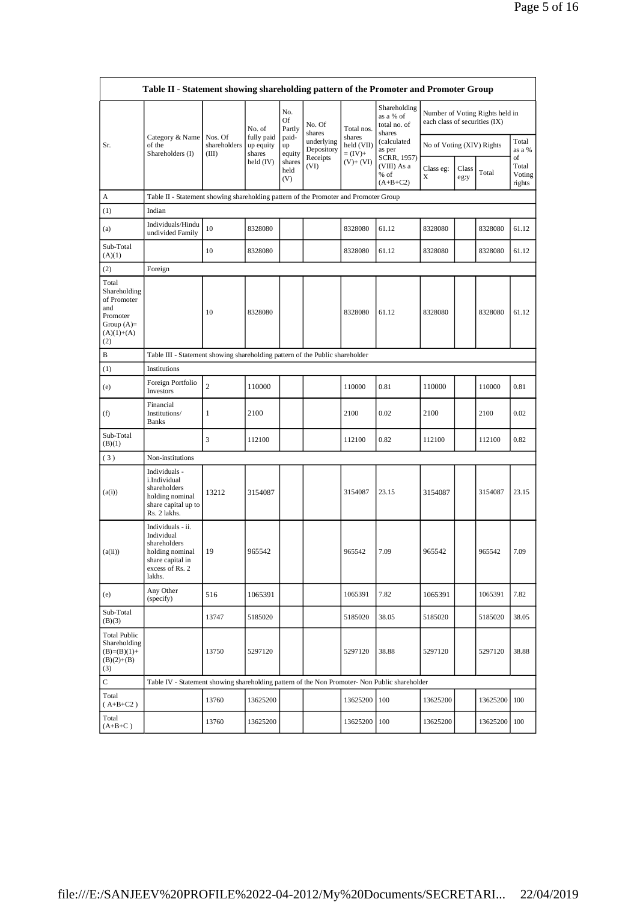| Table II - Statement showing shareholding pattern of the Promoter and Promoter Group | | | | | | | | | | | | |
|---|---|---|---|---|---|---|---|---|---|---|---|---|
| Sr. | Category & Name of the Shareholders (I) | Nos. Of shareholders (III) | No. of fully paid up equity shares held (IV) | No. Of Partly paid-up equity shares held (V) | No. Of shares underlying Depository Receipts (VI) | Total nos. shares held (VII) = (IV)+ (V)+ (VI) | Shareholding as a % of total no. of shares (calculated as per SCRR, 1957) (VIII) As a % of (A+B+C2) | Number of Voting Rights held in each class of securities (IX) | | | |
| | | | | | | | | No of Voting (XIV) Rights | | | Total as a % of Total Voting rights |
| | | | | | | | | Class eg: X | Class eg:y | Total | |
| A | Table II - Statement showing shareholding pattern of the Promoter and Promoter Group | | | | | | | | | | |
| (1) | Indian | | | | | | | | | | |
| (a) | Individuals/Hindu undivided Family | 10 | 8328080 | | | 8328080 | 61.12 | 8328080 | | 8328080 | 61.12 |
| Sub-Total (A)(1) | | 10 | 8328080 | | | 8328080 | 61.12 | 8328080 | | 8328080 | 61.12 |
| (2) | Foreign | | | | | | | | | | |
| Total Shareholding of Promoter and Promoter Group (A)= (A)(1)+(A)(2) | | 10 | 8328080 | | | 8328080 | 61.12 | 8328080 | | 8328080 | 61.12 |
| B | Table III - Statement showing shareholding pattern of the Public shareholder | | | | | | | | | | |
| (1) | Institutions | | | | | | | | | | |
| (e) | Foreign Portfolio Investors | 2 | 110000 | | | 110000 | 0.81 | 110000 | | 110000 | 0.81 |
| (f) | Financial Institutions/ Banks | 1 | 2100 | | | 2100 | 0.02 | 2100 | | 2100 | 0.02 |
| Sub-Total (B)(1) | | 3 | 112100 | | | 112100 | 0.82 | 112100 | | 112100 | 0.82 |
| (3) | Non-institutions | | | | | | | | | | |
| (a(i)) | Individuals - i.Individual shareholders holding nominal share capital up to Rs. 2 lakhs. | 13212 | 3154087 | | | 3154087 | 23.15 | 3154087 | | 3154087 | 23.15 |
| (a(ii)) | Individuals - ii. Individual shareholders holding nominal share capital in excess of Rs. 2 lakhs. | 19 | 965542 | | | 965542 | 7.09 | 965542 | | 965542 | 7.09 |
| (e) | Any Other (specify) | 516 | 1065391 | | | 1065391 | 7.82 | 1065391 | | 1065391 | 7.82 |
| Sub-Total (B)(3) | | 13747 | 5185020 | | | 5185020 | 38.05 | 5185020 | | 5185020 | 38.05 |
| Total Public Shareholding (B)=(B)(1)+(B)(2)+(B)(3) | | 13750 | 5297120 | | | 5297120 | 38.88 | 5297120 | | 5297120 | 38.88 |
| C | Table IV - Statement showing shareholding pattern of the Non Promoter- Non Public shareholder | | | | | | | | | | |
| Total ( A+B+C2 ) | | 13760 | 13625200 | | | 13625200 | 100 | 13625200 | | 13625200 | 100 |
| Total (A+B+C ) | | 13760 | 13625200 | | | 13625200 | 100 | 13625200 | | 13625200 | 100 |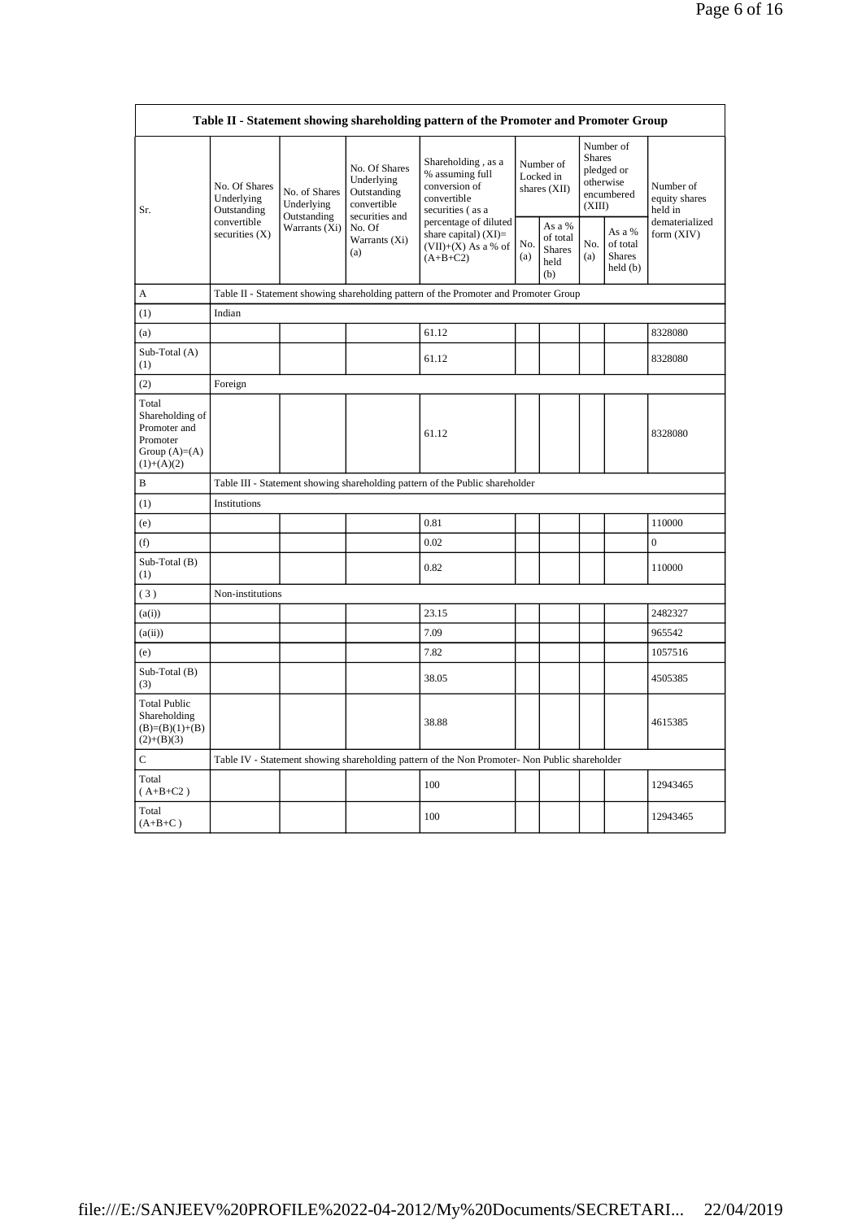| Table II - Statement showing shareholding pattern of the Promoter and Promoter Group | | | | | | | | | |
|---|---|---|---|---|---|---|---|---|---|
| Sr. | No. Of Shares Underlying Outstanding convertible securities (X) | No. of Shares Underlying Outstanding Warrants (Xi) | No. Of Shares Underlying Outstanding convertible securities and No. Of Warrants (Xi) (a) | Shareholding , as a % assuming full conversion of convertible securities ( as a percentage of diluted share capital) (XI)= (VII)+(X) As a % of (A+B+C2) | Number of Locked in shares (XII) | | Number of Shares pledged or otherwise encumbered (XIII) | | Number of equity shares held in dematerialized form (XIV) |
| | | | | | No. (a) | As a % of total Shares held (b) | No. (a) | As a % of total Shares held (b) | |
| A | Table II - Statement showing shareholding pattern of the Promoter and Promoter Group | | | | | | | | |
| (1) | Indian | | | | | | | | |
| (a) | | | | 61.12 | | | | | 8328080 |
| Sub-Total (A) (1) | | | | 61.12 | | | | | 8328080 |
| (2) | Foreign | | | | | | | | |
| Total Shareholding of Promoter and Promoter Group (A)=(A)(1)+(A)(2) | | | | 61.12 | | | | | 8328080 |
| B | Table III - Statement showing shareholding pattern of the Public shareholder | | | | | | | | |
| (1) | Institutions | | | | | | | | |
| (e) | | | | 0.81 | | | | | 110000 |
| (f) | | | | 0.02 | | | | | 0 |
| Sub-Total (B) (1) | | | | 0.82 | | | | | 110000 |
| ( 3 ) | Non-institutions | | | | | | | | |
| (a(i)) | | | | 23.15 | | | | | 2482327 |
| (a(ii)) | | | | 7.09 | | | | | 965542 |
| (e) | | | | 7.82 | | | | | 1057516 |
| Sub-Total (B) (3) | | | | 38.05 | | | | | 4505385 |
| Total Public Shareholding (B)=(B)(1)+(B)(2)+(B)(3) | | | | 38.88 | | | | | 4615385 |
| C | Table IV - Statement showing shareholding pattern of the Non Promoter- Non Public shareholder | | | | | | | | |
| Total ( A+B+C2 ) | | | | 100 | | | | | 12943465 |
| Total (A+B+C ) | | | | 100 | | | | | 12943465 |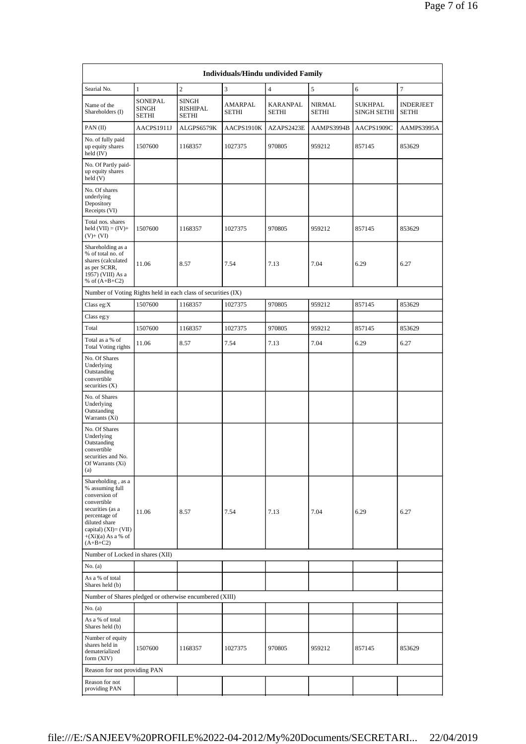| Individuals/Hindu undivided Family | | | | | | | |
|---|---|---|---|---|---|---|---|
| Searial No. | 1 | 2 | 3 | 4 | 5 | 6 | 7 |
| Name of the Shareholders (I) | SONEPAL SINGH SETHI | SINGH RISHIPAL SETHI | AMARPAL SETHI | KARANPAL SETHI | NIRMAL SETHI | SUKHPAL SINGH SETHI | INDERJEET SETHI |
| PAN (II) | AACPS1911J | ALGPS6579K | AACPS1910K | AZAPS2423E | AAMPS3994B | AACPS1909C | AAMPS3995A |
| No. of fully paid up equity shares held (IV) | 1507600 | 1168357 | 1027375 | 970805 | 959212 | 857145 | 853629 |
| No. Of Partly paid-up equity shares held (V) | | | | | | | |
| No. Of shares underlying Depository Receipts (VI) | | | | | | | |
| Total nos. shares held (VII) = (IV)+ (V)+ (VI) | 1507600 | 1168357 | 1027375 | 970805 | 959212 | 857145 | 853629 |
| Shareholding as a % of total no. of shares (calculated as per SCRR, 1957) (VIII) As a % of (A+B+C2) | 11.06 | 8.57 | 7.54 | 7.13 | 7.04 | 6.29 | 6.27 |
| Number of Voting Rights held in each class of securities (IX) | | | | | | | |
| Class eg:X | 1507600 | 1168357 | 1027375 | 970805 | 959212 | 857145 | 853629 |
| Class eg:y | | | | | | | |
| Total | 1507600 | 1168357 | 1027375 | 970805 | 959212 | 857145 | 853629 |
| Total as a % of Total Voting rights | 11.06 | 8.57 | 7.54 | 7.13 | 7.04 | 6.29 | 6.27 |
| No. Of Shares Underlying Outstanding convertible securities (X) | | | | | | | |
| No. of Shares Underlying Outstanding Warrants (Xi) | | | | | | | |
| No. Of Shares Underlying Outstanding convertible securities and No. Of Warrants (Xi) (a) | | | | | | | |
| Shareholding , as a % assuming full conversion of convertible securities (as a percentage of diluted share capital) (XI)= (VII) +(Xi)(a) As a % of (A+B+C2) | 11.06 | 8.57 | 7.54 | 7.13 | 7.04 | 6.29 | 6.27 |
| Number of Locked in shares (XII) | | | | | | | |
| No. (a) | | | | | | | |
| As a % of total Shares held (b) | | | | | | | |
| Number of Shares pledged or otherwise encumbered (XIII) | | | | | | | |
| No. (a) | | | | | | | |
| As a % of total Shares held (b) | | | | | | | |
| Number of equity shares held in dematerialized form (XIV) | 1507600 | 1168357 | 1027375 | 970805 | 959212 | 857145 | 853629 |
| Reason for not providing PAN | | | | | | | |
| Reason for not providing PAN | | | | | | | |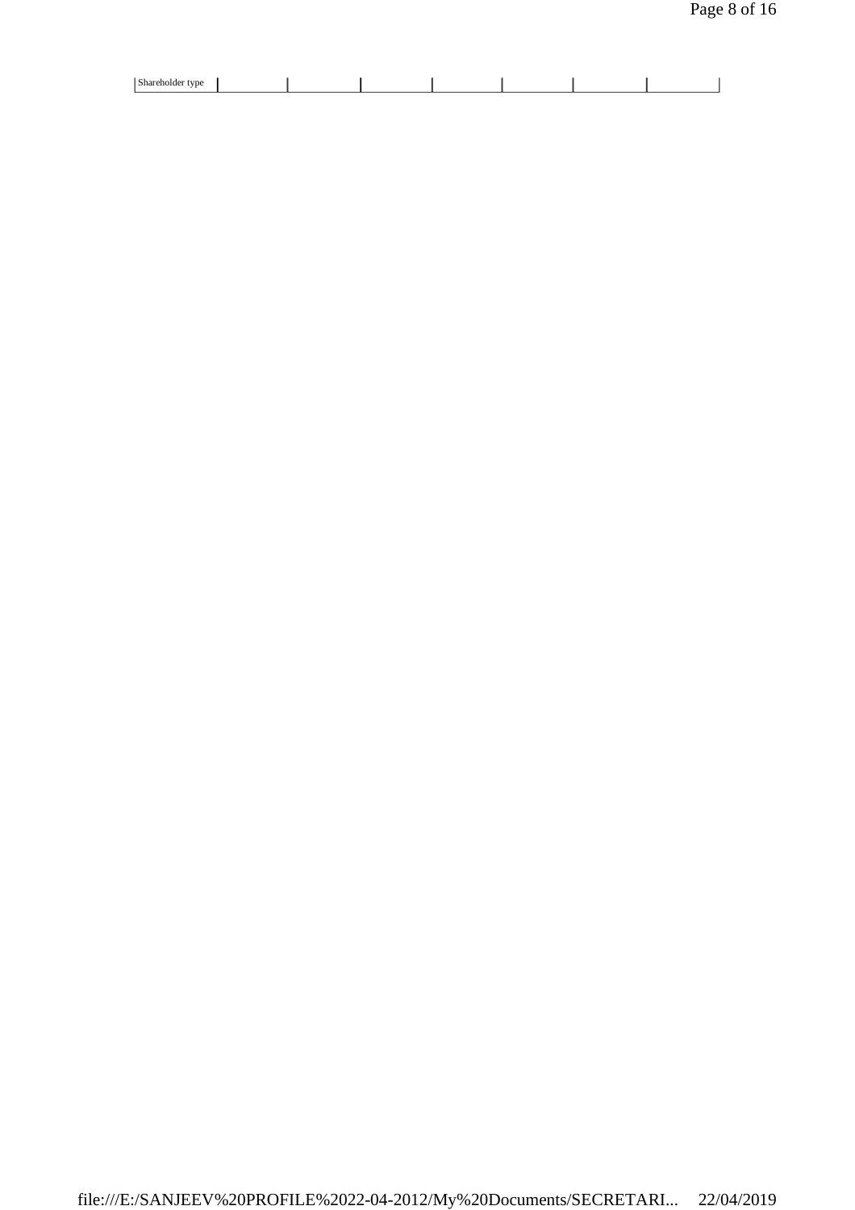| Shareholder type | | | | | | | |
|---|---|---|---|---|---|---|---|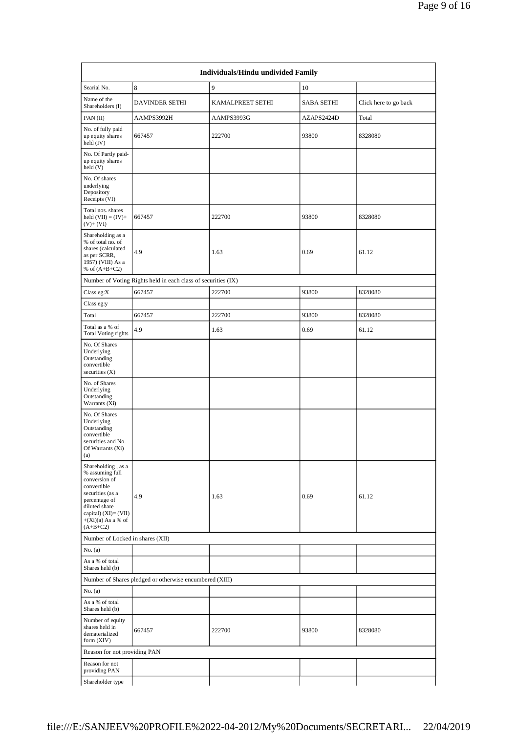| Individuals/Hindu undivided Family | | | | |
|---|---|---|---|---|
| Searial No. | 8 | 9 | 10 | |
| Name of the Shareholders (I) | DAVINDER SETHI | KAMALPREET SETHI | SABA SETHI | Click here to go back |
| PAN (II) | AAMPS3992H | AAMPS3993G | AZAPS2424D | Total |
| No. of fully paid up equity shares held (IV) | 667457 | 222700 | 93800 | 8328080 |
| No. Of Partly paid-up equity shares held (V) | | | | |
| No. Of shares underlying Depository Receipts (VI) | | | | |
| Total nos. shares held (VII) = (IV)+ (V)+ (VI) | 667457 | 222700 | 93800 | 8328080 |
| Shareholding as a % of total no. of shares (calculated as per SCRR, 1957) (VIII) As a % of (A+B+C2) | 4.9 | 1.63 | 0.69 | 61.12 |
| Number of Voting Rights held in each class of securities (IX) | | | | |
| Class eg:X | 667457 | 222700 | 93800 | 8328080 |
| Class eg:y | | | | |
| Total | 667457 | 222700 | 93800 | 8328080 |
| Total as a % of Total Voting rights | 4.9 | 1.63 | 0.69 | 61.12 |
| No. Of Shares Underlying Outstanding convertible securities (X) | | | | |
| No. of Shares Underlying Outstanding Warrants (Xi) | | | | |
| No. Of Shares Underlying Outstanding convertible securities and No. Of Warrants (Xi) (a) | | | | |
| Shareholding , as a % assuming full conversion of convertible securities (as a percentage of diluted share capital) (XI)= (VII)+(Xi)(a) As a % of (A+B+C2) | 4.9 | 1.63 | 0.69 | 61.12 |
| Number of Locked in shares (XII) | | | | |
| No. (a) | | | | |
| As a % of total Shares held (b) | | | | |
| Number of Shares pledged or otherwise encumbered (XIII) | | | | |
| No. (a) | | | | |
| As a % of total Shares held (b) | | | | |
| Number of equity shares held in dematerialized form (XIV) | 667457 | 222700 | 93800 | 8328080 |
| Reason for not providing PAN | | | | |
| Reason for not providing PAN | | | | |
| Shareholder type | | | | |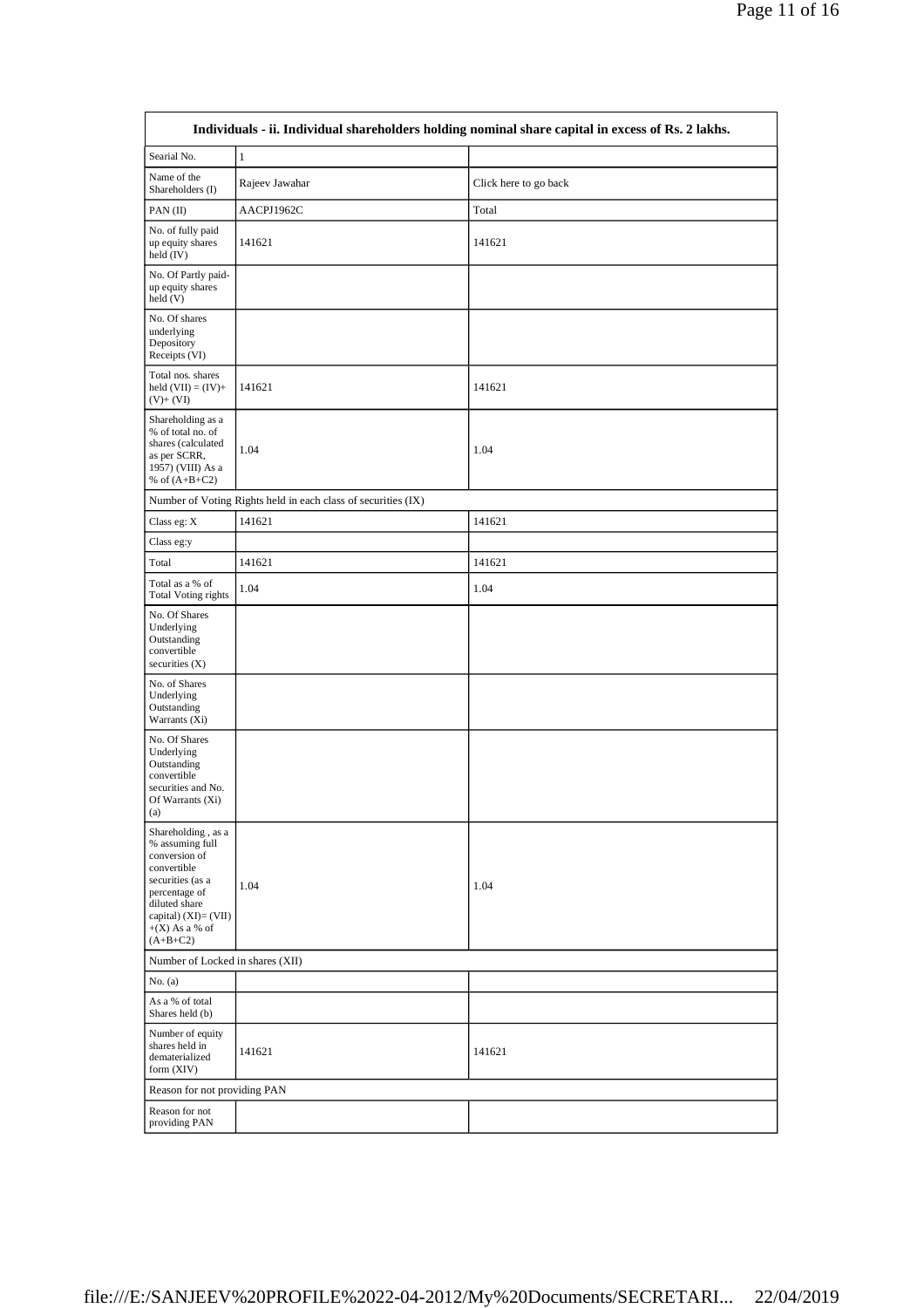| Individuals - ii. Individual shareholders holding nominal share capital in excess of Rs. 2 lakhs. | | |
|---|---|---|
| Searial No. | 1 | |
| Name of the Shareholders (I) | Rajeev Jawahar | Click here to go back |
| PAN (II) | AACPJ1962C | Total |
| No. of fully paid up equity shares held (IV) | 141621 | 141621 |
| No. Of Partly paid-up equity shares held (V) | | |
| No. Of shares underlying Depository Receipts (VI) | | |
| Total nos. shares held (VII) = (IV)+ (V)+ (VI) | 141621 | 141621 |
| Shareholding as a % of total no. of shares (calculated as per SCRR, 1957) (VIII) As a % of (A+B+C2) | 1.04 | 1.04 |
| Number of Voting Rights held in each class of securities (IX) | | |
| Class eg: X | 141621 | 141621 |
| Class eg:y | | |
| Total | 141621 | 141621 |
| Total as a % of Total Voting rights | 1.04 | 1.04 |
| No. Of Shares Underlying Outstanding convertible securities (X) | | |
| No. of Shares Underlying Outstanding Warrants (Xi) | | |
| No. Of Shares Underlying Outstanding convertible securities and No. Of Warrants (Xi) (a) | | |
| Shareholding , as a % assuming full conversion of convertible securities (as a percentage of diluted share capital) (XI)= (VII) +(X) As a % of (A+B+C2) | 1.04 | 1.04 |
| Number of Locked in shares (XII) | | |
| No. (a) | | |
| As a % of total Shares held (b) | | |
| Number of equity shares held in dematerialized form (XIV) | 141621 | 141621 |
| Reason for not providing PAN | | |
| Reason for not providing PAN | | |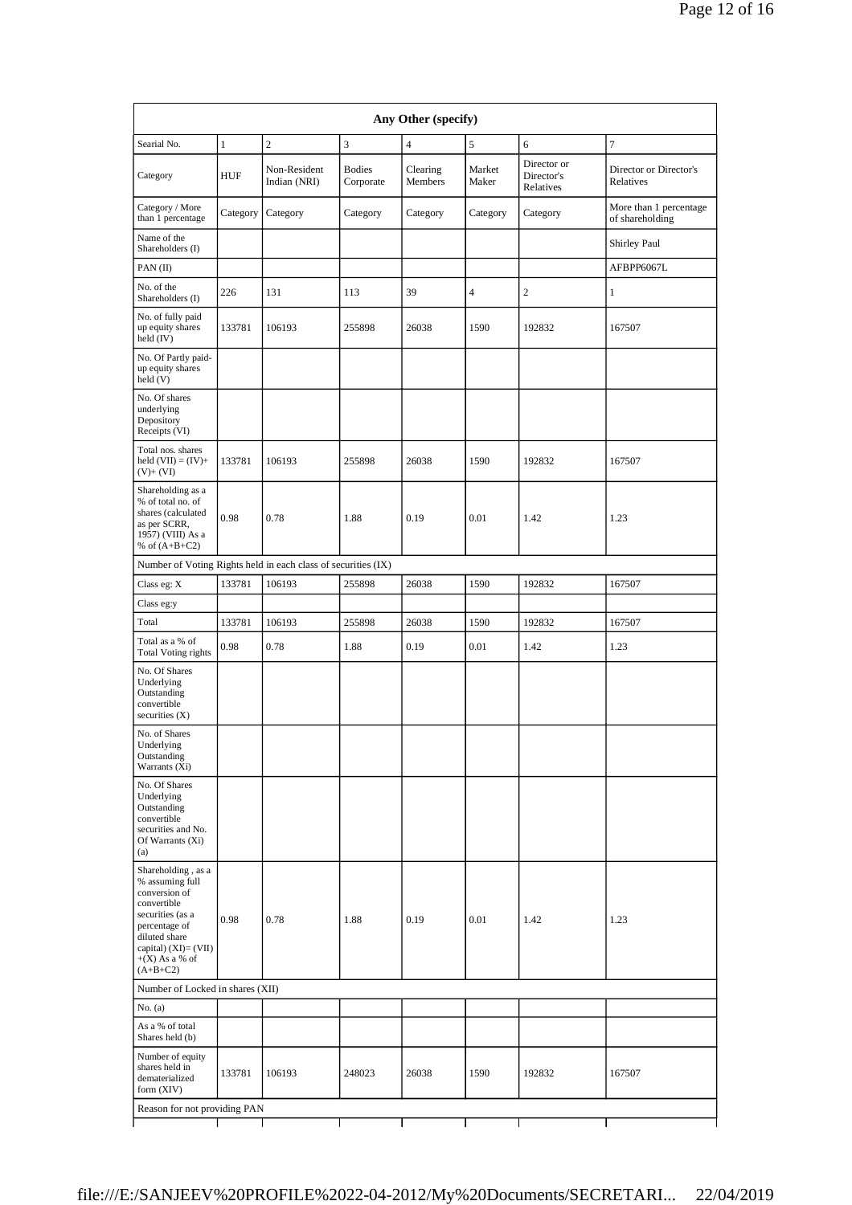| Any Other (specify) | | | | | | | |
|---|---|---|---|---|---|---|---|
| Searial No. | 1 | 2 | 3 | 4 | 5 | 6 | 7 |
| Category | HUF | Non-Resident Indian (NRI) | Bodies Corporate | Clearing Members | Market Maker | Director or Director's Relatives | Director or Director's Relatives |
| Category / More than 1 percentage | Category | Category | Category | Category | Category | Category | More than 1 percentage of shareholding |
| Name of the Shareholders (I) | | | | | | | Shirley Paul |
| PAN (II) | | | | | | | AFBPP6067L |
| No. of the Shareholders (I) | 226 | 131 | 113 | 39 | 4 | 2 | 1 |
| No. of fully paid up equity shares held (IV) | 133781 | 106193 | 255898 | 26038 | 1590 | 192832 | 167507 |
| No. Of Partly paid-up equity shares held (V) | | | | | | | |
| No. Of shares underlying Depository Receipts (VI) | | | | | | | |
| Total nos. shares held (VII) = (IV)+ (V)+ (VI) | 133781 | 106193 | 255898 | 26038 | 1590 | 192832 | 167507 |
| Shareholding as a % of total no. of shares (calculated as per SCRR, 1957) (VIII) As a % of (A+B+C2) | 0.98 | 0.78 | 1.88 | 0.19 | 0.01 | 1.42 | 1.23 |
| Number of Voting Rights held in each class of securities (IX) | | | | | | | |
| Class eg: X | 133781 | 106193 | 255898 | 26038 | 1590 | 192832 | 167507 |
| Class eg:y | | | | | | | |
| Total | 133781 | 106193 | 255898 | 26038 | 1590 | 192832 | 167507 |
| Total as a % of Total Voting rights | 0.98 | 0.78 | 1.88 | 0.19 | 0.01 | 1.42 | 1.23 |
| No. Of Shares Underlying Outstanding convertible securities (X) | | | | | | | |
| No. of Shares Underlying Outstanding Warrants (Xi) | | | | | | | |
| No. Of Shares Underlying Outstanding convertible securities and No. Of Warrants (Xi) (a) | | | | | | | |
| Shareholding , as a % assuming full conversion of convertible securities (as a percentage of diluted share capital) (XI)= (VII)+(X) As a % of (A+B+C2) | 0.98 | 0.78 | 1.88 | 0.19 | 0.01 | 1.42 | 1.23 |
| Number of Locked in shares (XII) | | | | | | | |
| No. (a) | | | | | | | |
| As a % of total Shares held (b) | | | | | | | |
| Number of equity shares held in dematerialized form (XIV) | 133781 | 106193 | 248023 | 26038 | 1590 | 192832 | 167507 |
| Reason for not providing PAN | | | | | | | |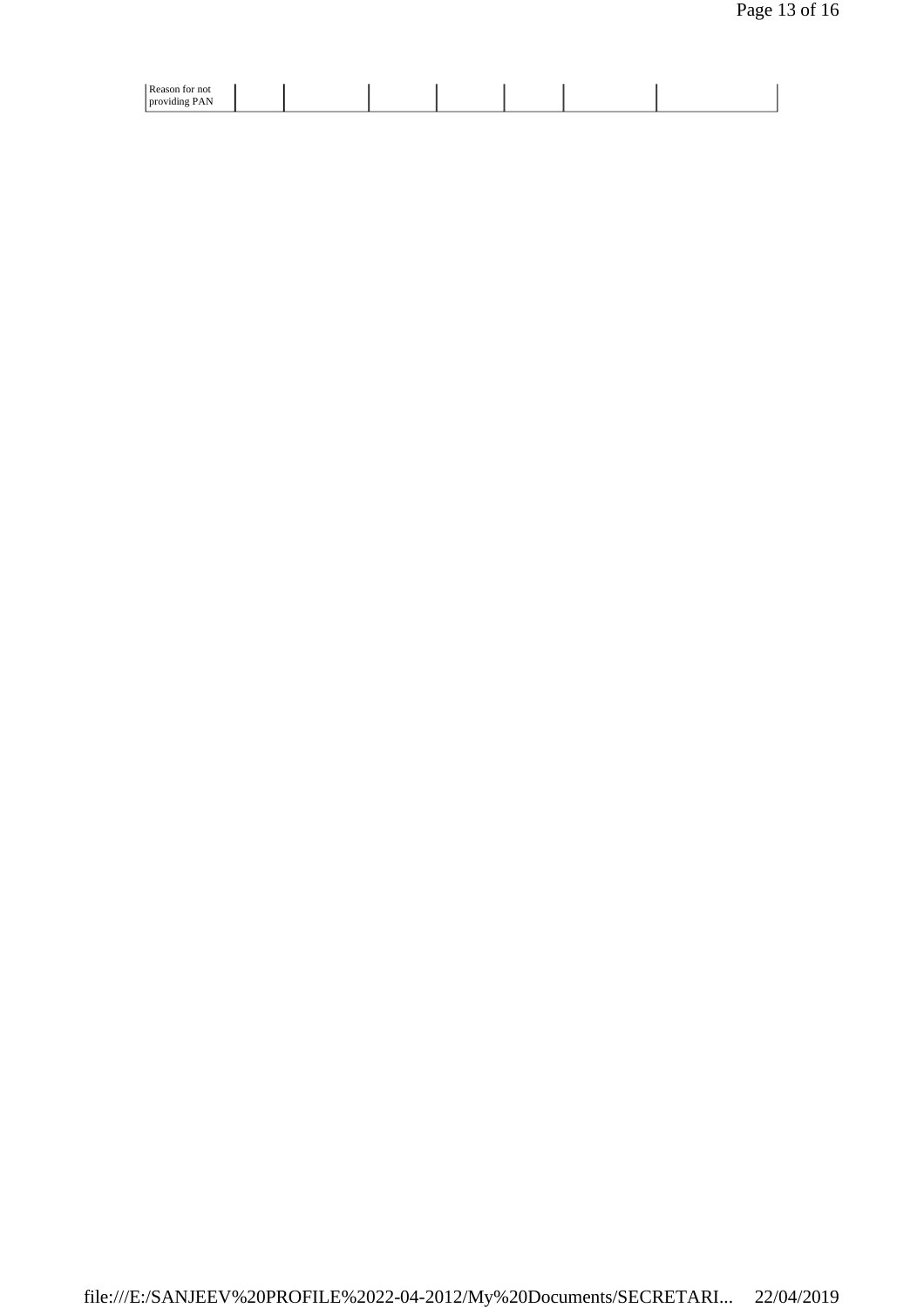| Reason for not providing PAN | | | | | | | |
|---|---|---|---|---|---|---|---|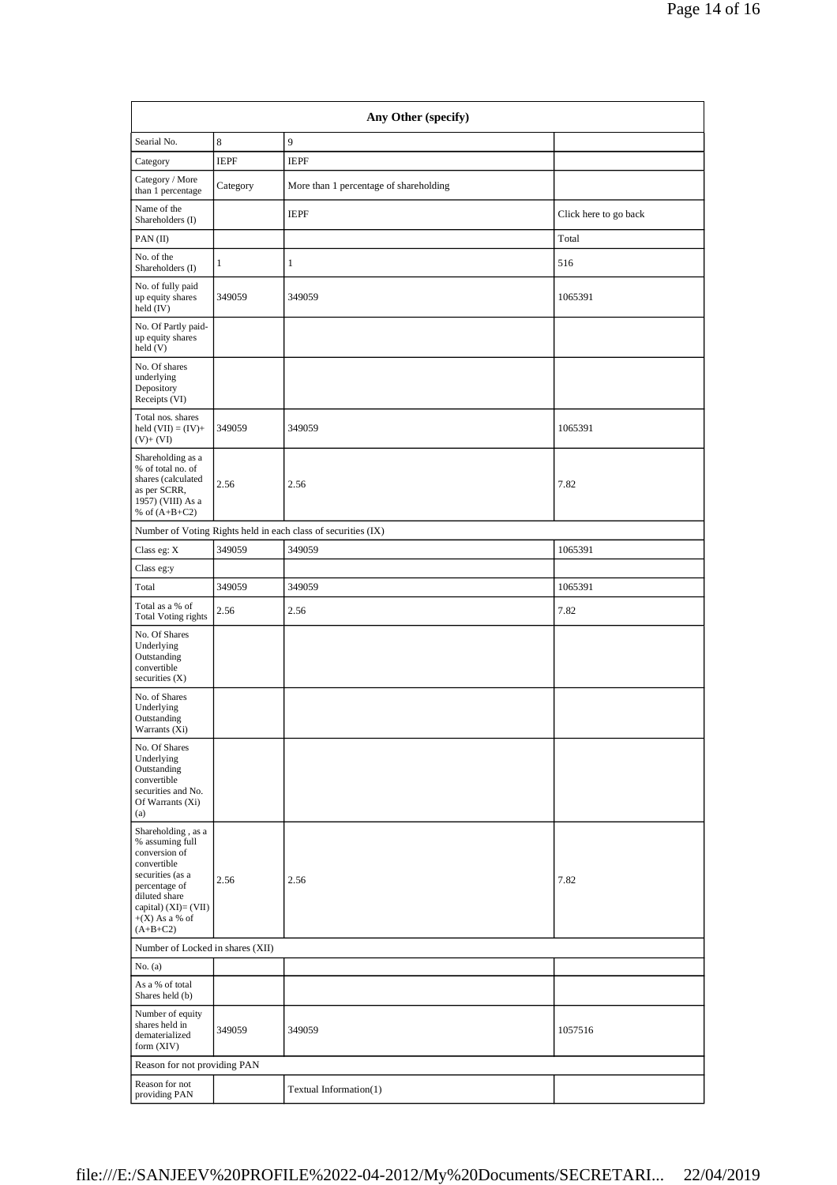| Any Other (specify) | | | |
|---|---|---|---|
| Searial No. | 8 | 9 | |
| Category | IEPF | IEPF | |
| Category / More than 1 percentage | Category | More than 1 percentage of shareholding | |
| Name of the Shareholders (I) | | IEPF | Click here to go back |
| PAN (II) | | | Total |
| No. of the Shareholders (I) | 1 | 1 | 516 |
| No. of fully paid up equity shares held (IV) | 349059 | 349059 | 1065391 |
| No. Of Partly paid-up equity shares held (V) | | | |
| No. Of shares underlying Depository Receipts (VI) | | | |
| Total nos. shares held (VII) = (IV)+(V)+ (VI) | 349059 | 349059 | 1065391 |
| Shareholding as a % of total no. of shares (calculated as per SCRR, 1957) (VIII) As a % of (A+B+C2) | 2.56 | 2.56 | 7.82 |
| Number of Voting Rights held in each class of securities (IX) | | | |
| Class eg: X | 349059 | 349059 | 1065391 |
| Class eg:y | | | |
| Total | 349059 | 349059 | 1065391 |
| Total as a % of Total Voting rights | 2.56 | 2.56 | 7.82 |
| No. Of Shares Underlying Outstanding convertible securities (X) | | | |
| No. of Shares Underlying Outstanding Warrants (Xi) | | | |
| No. Of Shares Underlying Outstanding convertible securities and No. Of Warrants (Xi) (a) | | | |
| Shareholding , as a % assuming full conversion of convertible securities (as a percentage of diluted share capital) (XI)= (VII)+(X) As a % of (A+B+C2) | 2.56 | 2.56 | 7.82 |
| Number of Locked in shares (XII) | | | |
| No. (a) | | | |
| As a % of total Shares held (b) | | | |
| Number of equity shares held in dematerialized form (XIV) | 349059 | 349059 | 1057516 |
| Reason for not providing PAN | | | |
| Reason for not providing PAN | | Textual Information(1) | |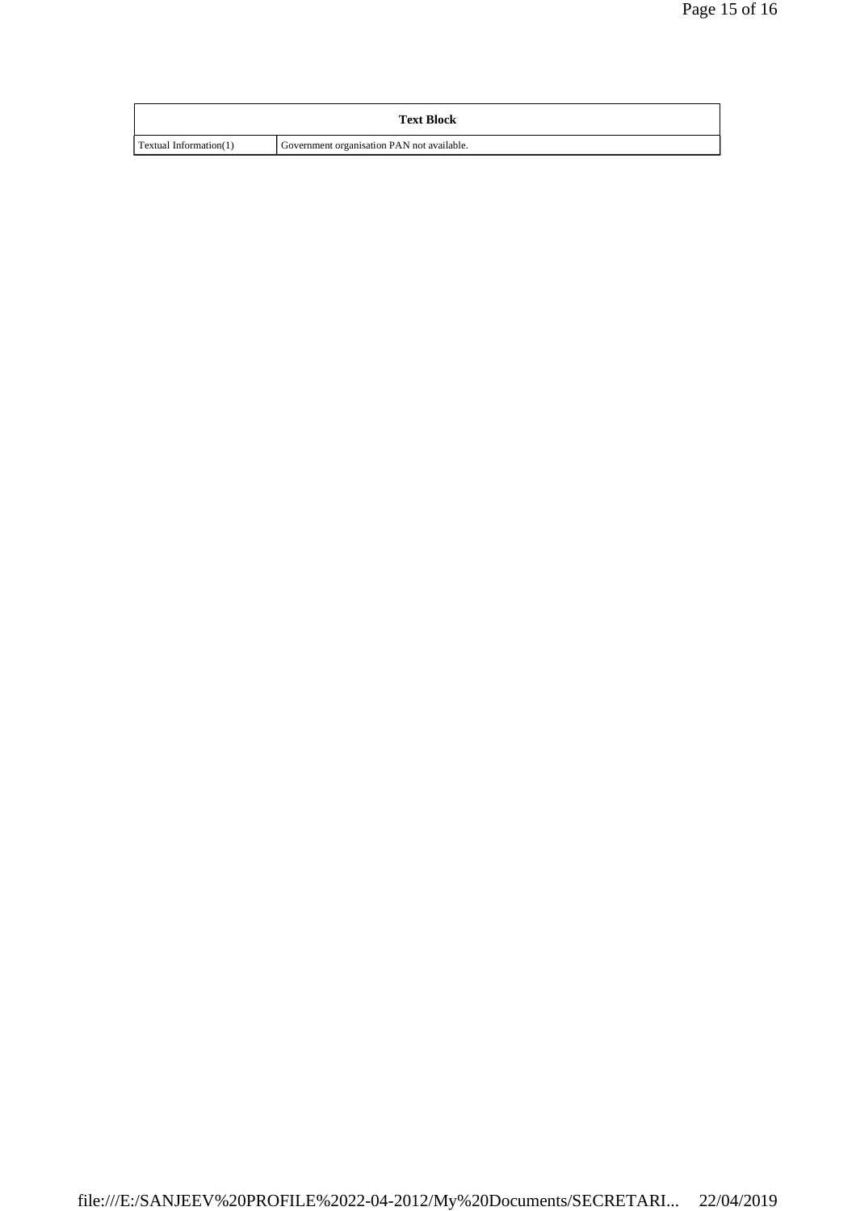| Text Block | |
|---|---|
| Textual Information(1) | Government organisation PAN not available. |